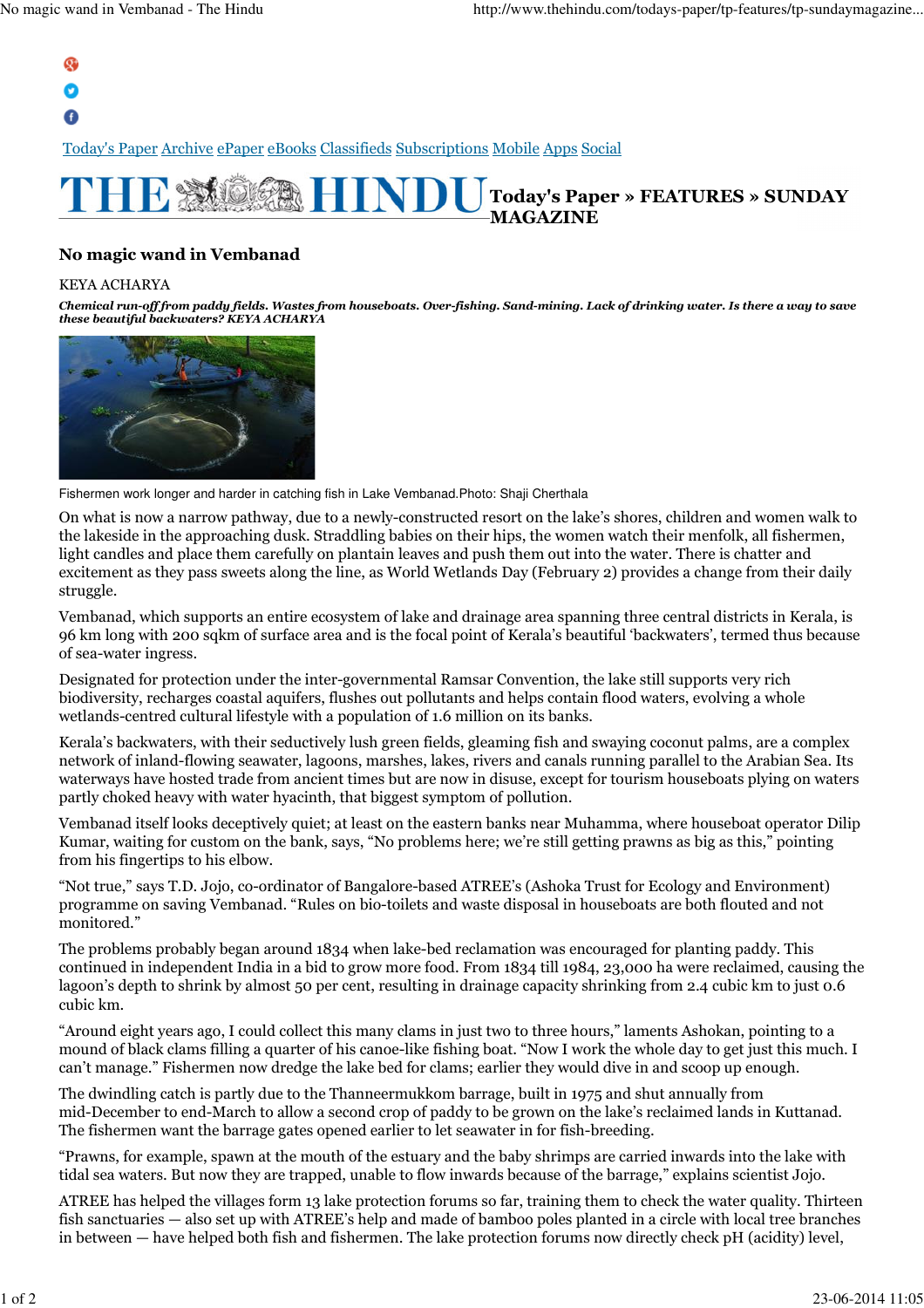Today's Paper Archive ePaper eBooks Classifieds Subscriptions Mobile Apps Social

THE HINDU Today's Paper » FEATURES » SUNDAY MAGAZINE

# No magic wand in Vembanad

KEYA ACHARYA

***Chemical run-off from paddy fields. Wastes from houseboats. Over-fishing. Sand-mining. Lack of drinking water. Is there a way to save these beautiful backwaters? KEYA ACHARYA***

Fishermen work longer and harder in catching fish in Lake Vembanad.Photo: Shaji Cherthala

On what is now a narrow pathway, due to a newly-constructed resort on the lake's shores, children and women walk to the lakeside in the approaching dusk. Straddling babies on their hips, the women watch their menfolk, all fishermen, light candles and place them carefully on plantain leaves and push them out into the water. There is chatter and excitement as they pass sweets along the line, as World Wetlands Day (February 2) provides a change from their daily struggle.

Vembanad, which supports an entire ecosystem of lake and drainage area spanning three central districts in Kerala, is 96 km long with 200 sqkm of surface area and is the focal point of Kerala's beautiful 'backwaters', termed thus because of sea-water ingress.

Designated for protection under the inter-governmental Ramsar Convention, the lake still supports very rich biodiversity, recharges coastal aquifers, flushes out pollutants and helps contain flood waters, evolving a whole wetlands-centred cultural lifestyle with a population of 1.6 million on its banks.

Kerala's backwaters, with their seductively lush green fields, gleaming fish and swaying coconut palms, are a complex network of inland-flowing seawater, lagoons, marshes, lakes, rivers and canals running parallel to the Arabian Sea. Its waterways have hosted trade from ancient times but are now in disuse, except for tourism houseboats plying on waters partly choked heavy with water hyacinth, that biggest symptom of pollution.

Vembanad itself looks deceptively quiet; at least on the eastern banks near Muhamma, where houseboat operator Dilip Kumar, waiting for custom on the bank, says, "No problems here; we're still getting prawns as big as this," pointing from his fingertips to his elbow.

"Not true," says T.D. Jojo, co-ordinator of Bangalore-based ATREE's (Ashoka Trust for Ecology and Environment) programme on saving Vembanad. "Rules on bio-toilets and waste disposal in houseboats are both flouted and not monitored."

The problems probably began around 1834 when lake-bed reclamation was encouraged for planting paddy. This continued in independent India in a bid to grow more food. From 1834 till 1984, 23,000 ha were reclaimed, causing the lagoon's depth to shrink by almost 50 per cent, resulting in drainage capacity shrinking from 2.4 cubic km to just 0.6 cubic km.

"Around eight years ago, I could collect this many clams in just two to three hours," laments Ashokan, pointing to a mound of black clams filling a quarter of his canoe-like fishing boat. "Now I work the whole day to get just this much. I can't manage." Fishermen now dredge the lake bed for clams; earlier they would dive in and scoop up enough.

The dwindling catch is partly due to the Thanneermukkom barrage, built in 1975 and shut annually from mid-December to end-March to allow a second crop of paddy to be grown on the lake's reclaimed lands in Kuttanad. The fishermen want the barrage gates opened earlier to let seawater in for fish-breeding.

"Prawns, for example, spawn at the mouth of the estuary and the baby shrimps are carried inwards into the lake with tidal sea waters. But now they are trapped, unable to flow inwards because of the barrage," explains scientist Jojo.

ATREE has helped the villages form 13 lake protection forums so far, training them to check the water quality. Thirteen fish sanctuaries — also set up with ATREE's help and made of bamboo poles planted in a circle with local tree branches in between — have helped both fish and fishermen. The lake protection forums now directly check pH (acidity) level,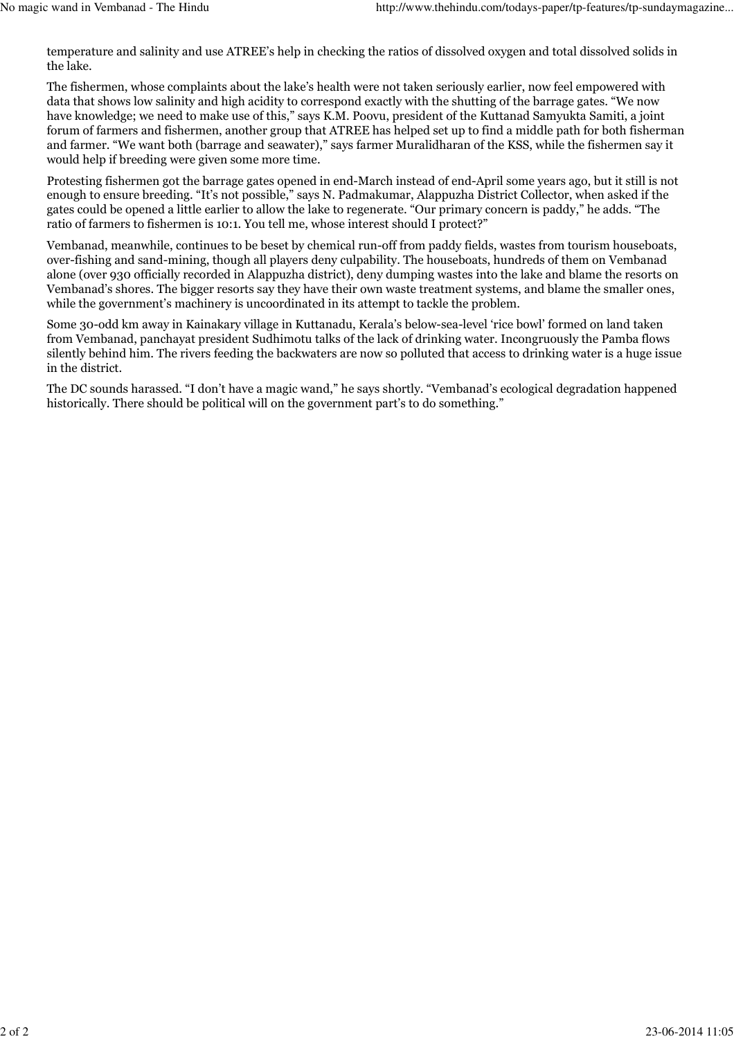temperature and salinity and use ATREE's help in checking the ratios of dissolved oxygen and total dissolved solids in the lake.

The fishermen, whose complaints about the lake's health were not taken seriously earlier, now feel empowered with data that shows low salinity and high acidity to correspond exactly with the shutting of the barrage gates. "We now have knowledge; we need to make use of this," says K.M. Poovu, president of the Kuttanad Samyukta Samiti, a joint forum of farmers and fishermen, another group that ATREE has helped set up to find a middle path for both fisherman and farmer. "We want both (barrage and seawater)," says farmer Muralidharan of the KSS, while the fishermen say it would help if breeding were given some more time.

Protesting fishermen got the barrage gates opened in end-March instead of end-April some years ago, but it still is not enough to ensure breeding. "It's not possible," says N. Padmakumar, Alappuzha District Collector, when asked if the gates could be opened a little earlier to allow the lake to regenerate. "Our primary concern is paddy," he adds. "The ratio of farmers to fishermen is 10:1. You tell me, whose interest should I protect?"

Vembanad, meanwhile, continues to be beset by chemical run-off from paddy fields, wastes from tourism houseboats, over-fishing and sand-mining, though all players deny culpability. The houseboats, hundreds of them on Vembanad alone (over 930 officially recorded in Alappuzha district), deny dumping wastes into the lake and blame the resorts on Vembanad's shores. The bigger resorts say they have their own waste treatment systems, and blame the smaller ones, while the government's machinery is uncoordinated in its attempt to tackle the problem.

Some 30-odd km away in Kainakary village in Kuttanadu, Kerala's below-sea-level 'rice bowl' formed on land taken from Vembanad, panchayat president Sudhimotu talks of the lack of drinking water. Incongruously the Pamba flows silently behind him. The rivers feeding the backwaters are now so polluted that access to drinking water is a huge issue in the district.

The DC sounds harassed. "I don't have a magic wand," he says shortly. "Vembanad's ecological degradation happened historically. There should be political will on the government part's to do something."